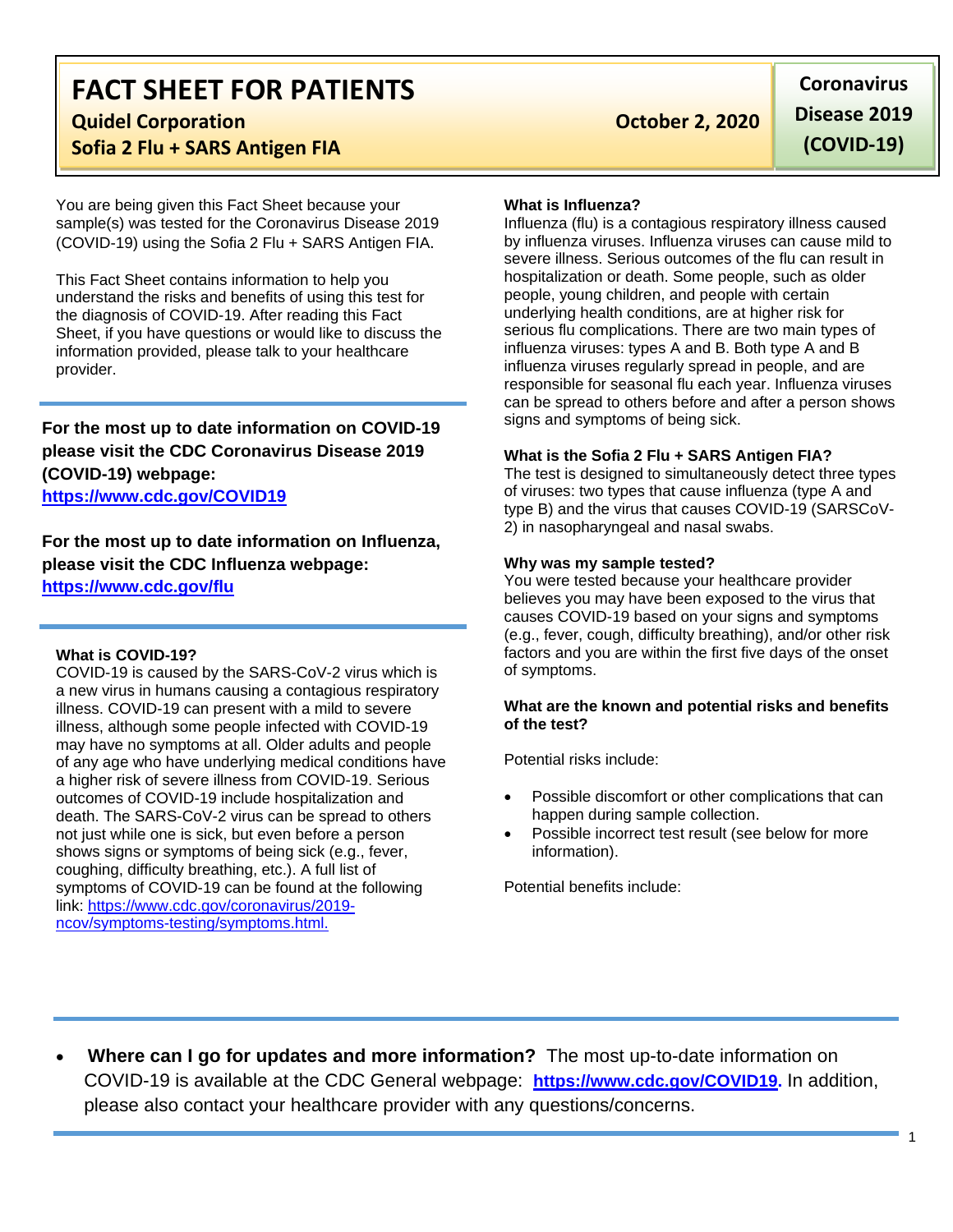# FACT SHEET FOR PATIENTS

**Quidel Corporation**
**Sofia 2 Flu + SARS Antigen FIA**

**October 2, 2020**

**Coronavirus Disease 2019 (COVID-19)**

You are being given this Fact Sheet because your sample(s) was tested for the Coronavirus Disease 2019 (COVID-19) using the Sofia 2 Flu + SARS Antigen FIA.

This Fact Sheet contains information to help you understand the risks and benefits of using this test for the diagnosis of COVID-19. After reading this Fact Sheet, if you have questions or would like to discuss the information provided, please talk to your healthcare provider.

**For the most up to date information on COVID-19 please visit the CDC Coronavirus Disease 2019 (COVID-19) webpage:**
**https://www.cdc.gov/COVID19**

**For the most up to date information on Influenza, please visit the CDC Influenza webpage:**
**https://www.cdc.gov/flu**

**What is COVID-19?**
COVID-19 is caused by the SARS-CoV-2 virus which is a new virus in humans causing a contagious respiratory illness. COVID-19 can present with a mild to severe illness, although some people infected with COVID-19 may have no symptoms at all. Older adults and people of any age who have underlying medical conditions have a higher risk of severe illness from COVID-19. Serious outcomes of COVID-19 include hospitalization and death. The SARS-CoV-2 virus can be spread to others not just while one is sick, but even before a person shows signs or symptoms of being sick (e.g., fever, coughing, difficulty breathing, etc.). A full list of symptoms of COVID-19 can be found at the following link: https://www.cdc.gov/coronavirus/2019-ncov/symptoms-testing/symptoms.html.

**What is Influenza?**
Influenza (flu) is a contagious respiratory illness caused by influenza viruses. Influenza viruses can cause mild to severe illness. Serious outcomes of the flu can result in hospitalization or death. Some people, such as older people, young children, and people with certain underlying health conditions, are at higher risk for serious flu complications. There are two main types of influenza viruses: types A and B. Both type A and B influenza viruses regularly spread in people, and are responsible for seasonal flu each year. Influenza viruses can be spread to others before and after a person shows signs and symptoms of being sick.

**What is the Sofia 2 Flu + SARS Antigen FIA?**
The test is designed to simultaneously detect three types of viruses: two types that cause influenza (type A and type B) and the virus that causes COVID-19 (SARSCoV-2) in nasopharyngeal and nasal swabs.

**Why was my sample tested?**
You were tested because your healthcare provider believes you may have been exposed to the virus that causes COVID-19 based on your signs and symptoms (e.g., fever, cough, difficulty breathing), and/or other risk factors and you are within the first five days of the onset of symptoms.

**What are the known and potential risks and benefits of the test?**

Potential risks include:

- Possible discomfort or other complications that can happen during sample collection.
- Possible incorrect test result (see below for more information).

Potential benefits include:

- **Where can I go for updates and more information?** The most up-to-date information on COVID-19 is available at the CDC General webpage: **https://www.cdc.gov/COVID19.** In addition, please also contact your healthcare provider with any questions/concerns.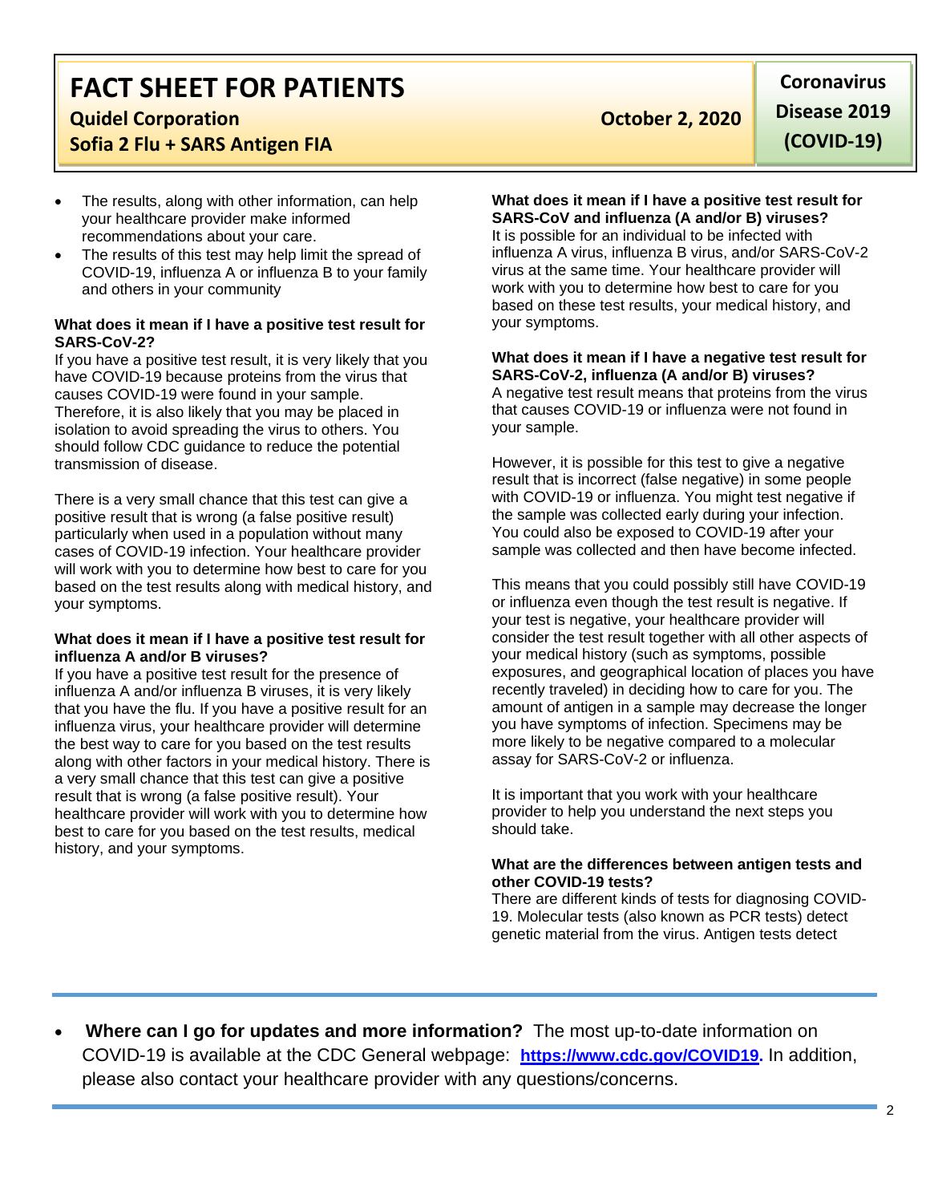- The results, along with other information, can help your healthcare provider make informed recommendations about your care.
- The results of this test may help limit the spread of COVID-19, influenza A or influenza B to your family and others in your community

**What does it mean if I have a positive test result for SARS-CoV-2?**
If you have a positive test result, it is very likely that you have COVID-19 because proteins from the virus that causes COVID-19 were found in your sample. Therefore, it is also likely that you may be placed in isolation to avoid spreading the virus to others. You should follow CDC guidance to reduce the potential transmission of disease.

There is a very small chance that this test can give a positive result that is wrong (a false positive result) particularly when used in a population without many cases of COVID-19 infection. Your healthcare provider will work with you to determine how best to care for you based on the test results along with medical history, and your symptoms.

**What does it mean if I have a positive test result for influenza A and/or B viruses?**
If you have a positive test result for the presence of influenza A and/or influenza B viruses, it is very likely that you have the flu. If you have a positive result for an influenza virus, your healthcare provider will determine the best way to care for you based on the test results along with other factors in your medical history. There is a very small chance that this test can give a positive result that is wrong (a false positive result). Your healthcare provider will work with you to determine how best to care for you based on the test results, medical history, and your symptoms.

**What does it mean if I have a positive test result for SARS-CoV and influenza (A and/or B) viruses?**
It is possible for an individual to be infected with influenza A virus, influenza B virus, and/or SARS-CoV-2 virus at the same time. Your healthcare provider will work with you to determine how best to care for you based on these test results, your medical history, and your symptoms.

**What does it mean if I have a negative test result for SARS-CoV-2, influenza (A and/or B) viruses?**
A negative test result means that proteins from the virus that causes COVID-19 or influenza were not found in your sample.

However, it is possible for this test to give a negative result that is incorrect (false negative) in some people with COVID-19 or influenza. You might test negative if the sample was collected early during your infection. You could also be exposed to COVID-19 after your sample was collected and then have become infected.

This means that you could possibly still have COVID-19 or influenza even though the test result is negative. If your test is negative, your healthcare provider will consider the test result together with all other aspects of your medical history (such as symptoms, possible exposures, and geographical location of places you have recently traveled) in deciding how to care for you. The amount of antigen in a sample may decrease the longer you have symptoms of infection. Specimens may be more likely to be negative compared to a molecular assay for SARS-CoV-2 or influenza.

It is important that you work with your healthcare provider to help you understand the next steps you should take.

**What are the differences between antigen tests and other COVID-19 tests?**
There are different kinds of tests for diagnosing COVID-19. Molecular tests (also known as PCR tests) detect genetic material from the virus. Antigen tests detect

- **Where can I go for updates and more information?** The most up-to-date information on COVID-19 is available at the CDC General webpage: **https://www.cdc.gov/COVID19.** In addition, please also contact your healthcare provider with any questions/concerns.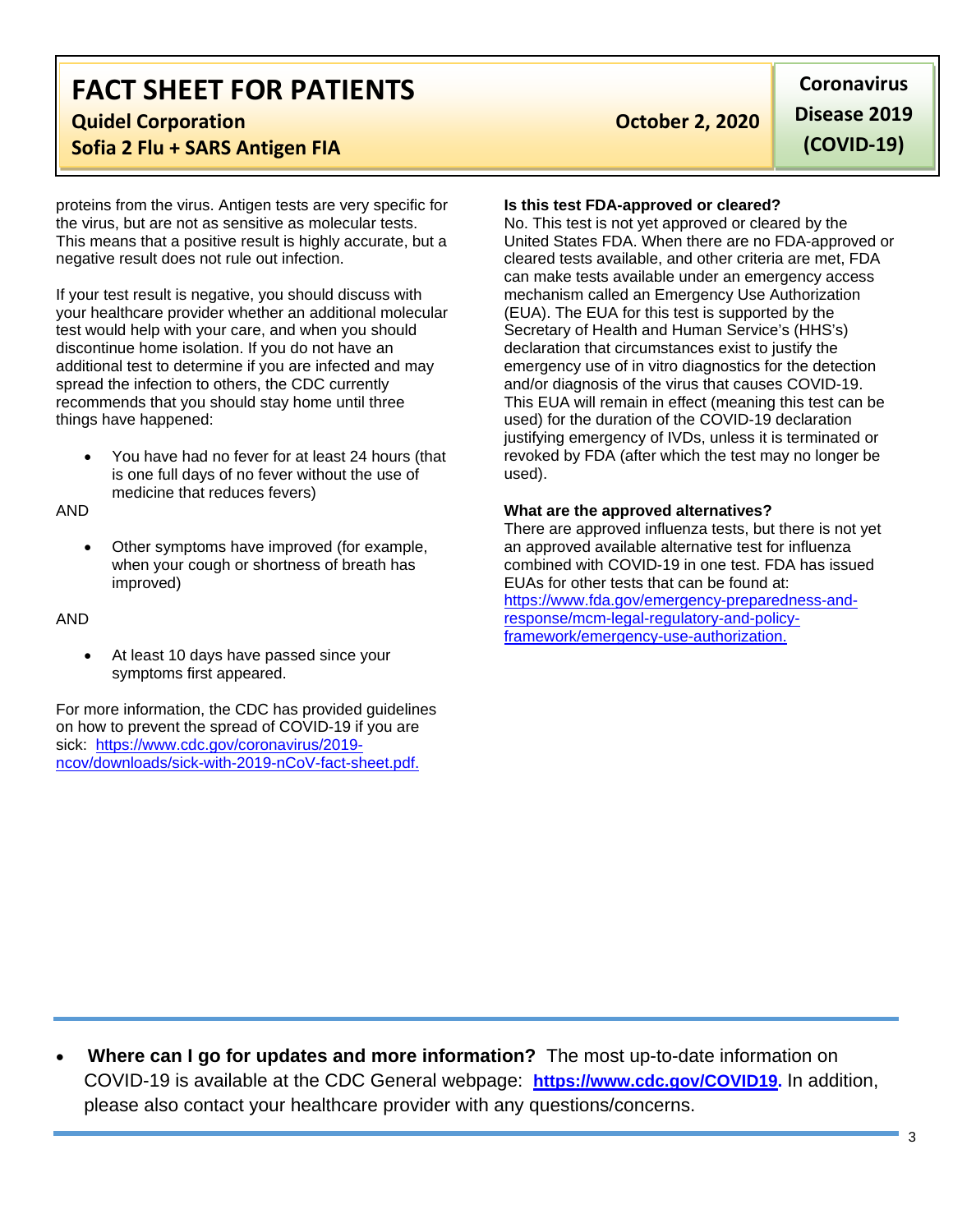proteins from the virus. Antigen tests are very specific for the virus, but are not as sensitive as molecular tests. This means that a positive result is highly accurate, but a negative result does not rule out infection.

If your test result is negative, you should discuss with your healthcare provider whether an additional molecular test would help with your care, and when you should discontinue home isolation. If you do not have an additional test to determine if you are infected and may spread the infection to others, the CDC currently recommends that you should stay home until three things have happened:

- You have had no fever for at least 24 hours (that is one full days of no fever without the use of medicine that reduces fevers)

AND

- Other symptoms have improved (for example, when your cough or shortness of breath has improved)

AND

- At least 10 days have passed since your symptoms first appeared.

For more information, the CDC has provided guidelines on how to prevent the spread of COVID-19 if you are sick: https://www.cdc.gov/coronavirus/2019-ncov/downloads/sick-with-2019-nCoV-fact-sheet.pdf.

**Is this test FDA-approved or cleared?**

No. This test is not yet approved or cleared by the United States FDA. When there are no FDA-approved or cleared tests available, and other criteria are met, FDA can make tests available under an emergency access mechanism called an Emergency Use Authorization (EUA). The EUA for this test is supported by the Secretary of Health and Human Service's (HHS's) declaration that circumstances exist to justify the emergency use of in vitro diagnostics for the detection and/or diagnosis of the virus that causes COVID-19. This EUA will remain in effect (meaning this test can be used) for the duration of the COVID-19 declaration justifying emergency of IVDs, unless it is terminated or revoked by FDA (after which the test may no longer be used).

**What are the approved alternatives?**

There are approved influenza tests, but there is not yet an approved available alternative test for influenza combined with COVID-19 in one test. FDA has issued EUAs for other tests that can be found at: https://www.fda.gov/emergency-preparedness-and-response/mcm-legal-regulatory-and-policy-framework/emergency-use-authorization.

- **Where can I go for updates and more information?** The most up-to-date information on COVID-19 is available at the CDC General webpage: **https://www.cdc.gov/COVID19.** In addition, please also contact your healthcare provider with any questions/concerns.